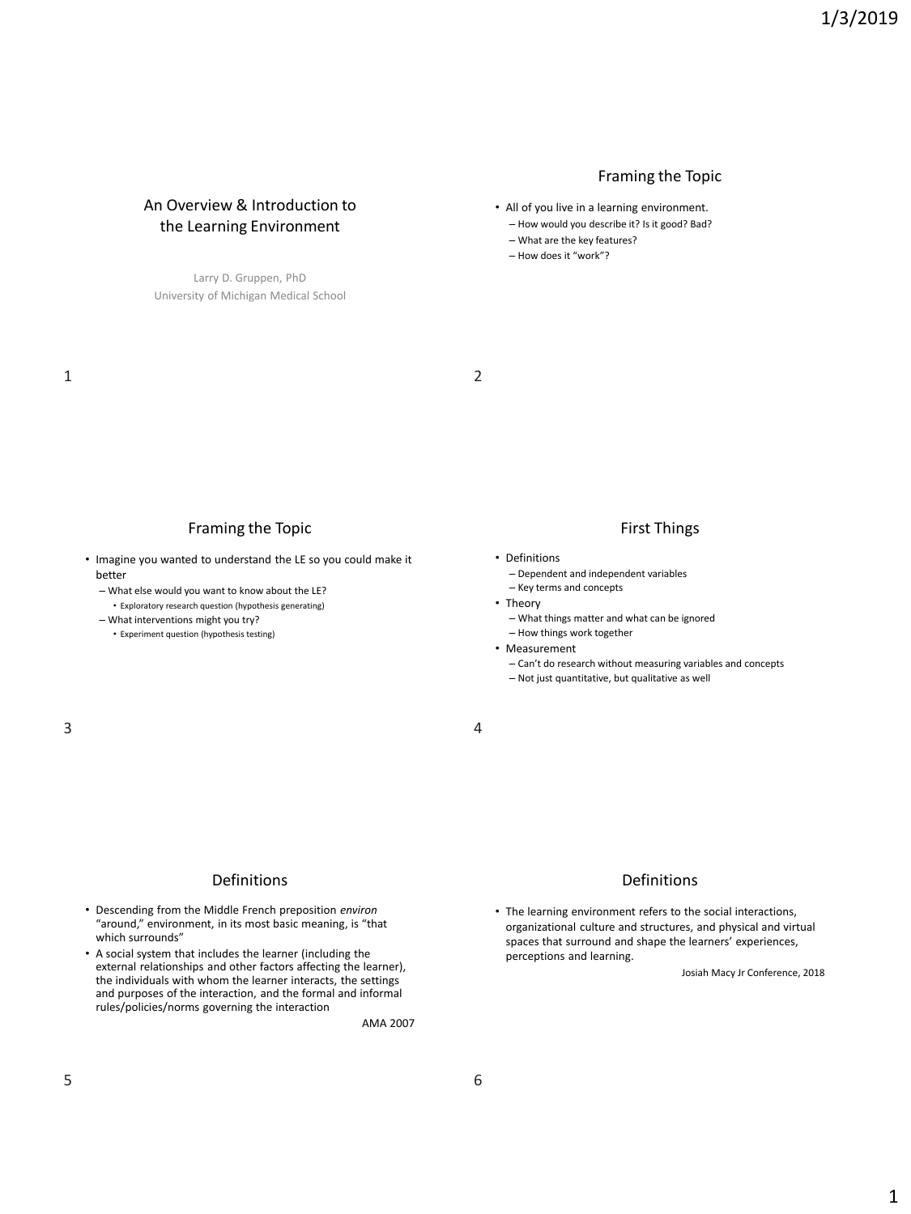# An Overview & Introduction to the Learning Environment

Larry D. Gruppen, PhD
University of Michigan Medical School

## Framing the Topic

- All of you live in a learning environment.
  - How would you describe it? Is it good? Bad?
  - What are the key features?
  - How does it "work"?

## Framing the Topic

- Imagine you wanted to understand the LE so you could make it better
  - What else would you want to know about the LE?
    - Exploratory research question (hypothesis generating)
  - What interventions might you try?
    - Experiment question (hypothesis testing)

## First Things

- Definitions
  - Dependent and independent variables
  - Key terms and concepts
- Theory
  - What things matter and what can be ignored
  - How things work together
- Measurement
  - Can't do research without measuring variables and concepts
  - Not just quantitative, but qualitative as well

## Definitions

- Descending from the Middle French preposition *environ* "around," environment, in its most basic meaning, is "that which surrounds"
- A social system that includes the learner (including the external relationships and other factors affecting the learner), the individuals with whom the learner interacts, the settings and purposes of the interaction, and the formal and informal rules/policies/norms governing the interaction

AMA 2007

## Definitions

- The learning environment refers to the social interactions, organizational culture and structures, and physical and virtual spaces that surround and shape the learners' experiences, perceptions and learning.

Josiah Macy Jr Conference, 2018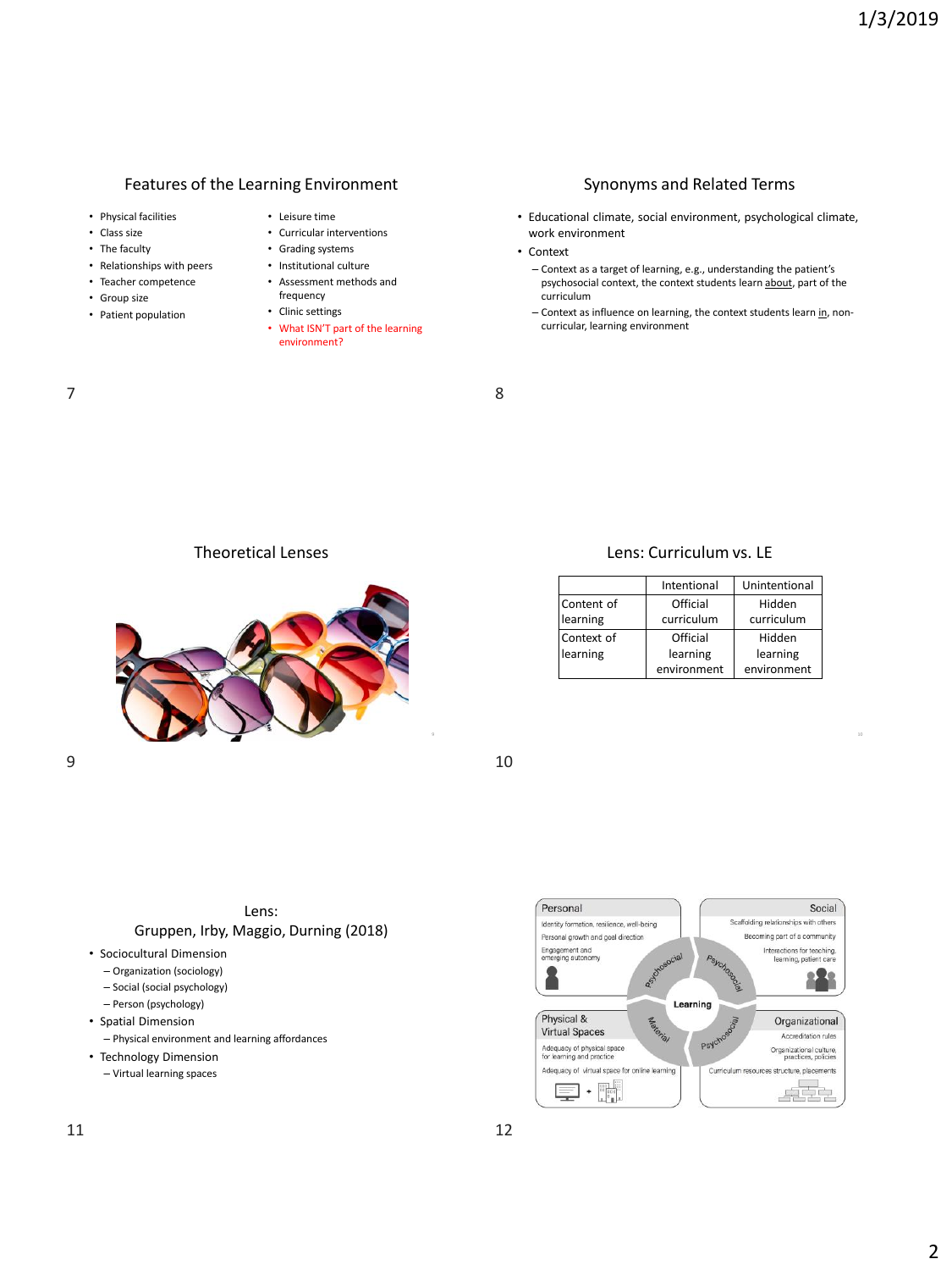## Features of the Learning Environment

- Physical facilities
- Class size
- The faculty
- Relationships with peers
- Teacher competence
- Group size
- Patient population
- Leisure time
- Curricular interventions
- Grading systems
- Institutional culture
- Assessment methods and frequency
- Clinic settings
- What ISN'T part of the learning environment?

## Synonyms and Related Terms

- Educational climate, social environment, psychological climate, work environment
- Context
  - Context as a target of learning, e.g., understanding the patient's psychosocial context, the context students learn about, part of the curriculum
  - Context as influence on learning, the context students learn in, non-curricular, learning environment

## Theoretical Lenses

## Lens: Curriculum vs. LE

| | Intentional | Unintentional |
|---|---|---|
| Content of learning | Official curriculum | Hidden curriculum |
| Context of learning | Official learning environment | Hidden learning environment |

## Lens: Gruppen, Irby, Maggio, Durning (2018)

- Sociocultural Dimension
  - Organization (sociology)
  - Social (social psychology)
  - Person (psychology)
- Spatial Dimension
  - Physical environment and learning affordances
- Technology Dimension
  - Virtual learning spaces

**Personal**
- Identity formation, resilience, well-being
- Personal growth and goal direction
- Engagement and emerging autonomy

**Social**
- Scaffolding relationships with others
- Becoming part of a community
- Interactions for teaching, learning, patient care

**Physical & Virtual Spaces**
- Adequacy of physical space for learning and practice
- Adequacy of virtual space for online learning

**Organizational**
- Accreditation rules
- Organizational culture, practices, policies
- Curriculum resources structure, placements

Learning — Psychosocial — Psychosocial — Material — Psychosocial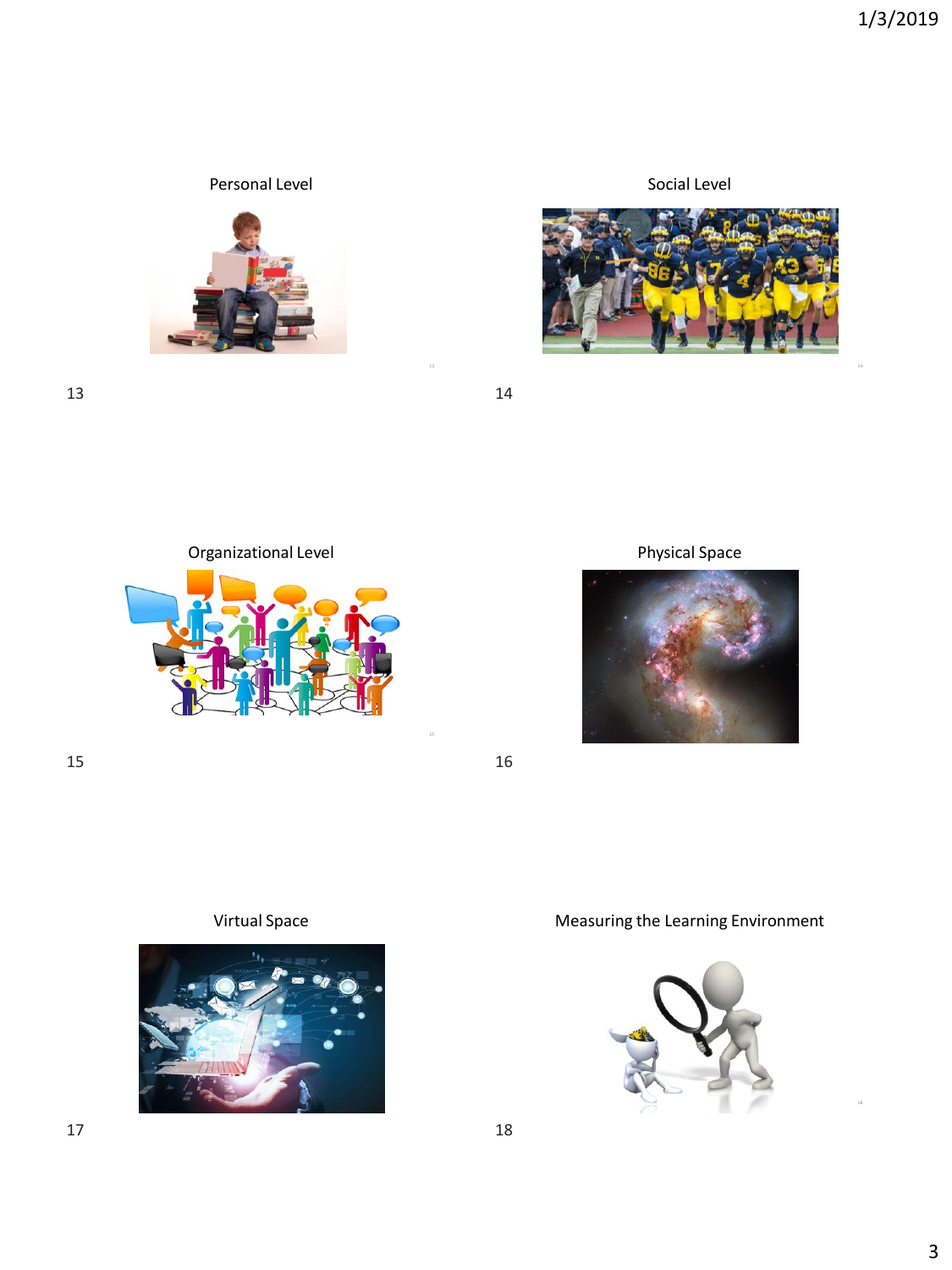Personal Level

Social Level

Organizational Level

Physical Space

Virtual Space

Measuring the Learning Environment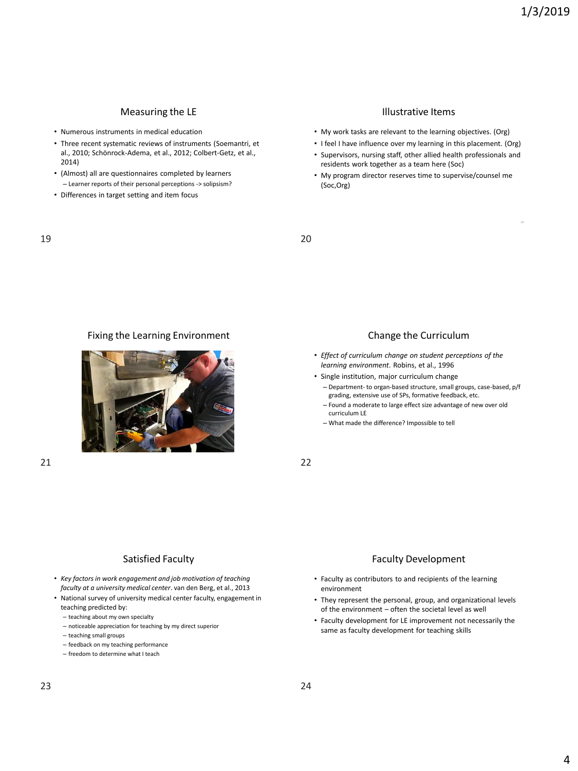## Measuring the LE

- Numerous instruments in medical education
- Three recent systematic reviews of instruments (Soemantri, et al., 2010; Schönrock-Adema, et al., 2012; Colbert-Getz, et al., 2014)
- (Almost) all are questionnaires completed by learners
  - Learner reports of their personal perceptions -> solipsism?
- Differences in target setting and item focus

## Illustrative Items

- My work tasks are relevant to the learning objectives. (Org)
- I feel I have influence over my learning in this placement. (Org)
- Supervisors, nursing staff, other allied health professionals and residents work together as a team here (Soc)
- My program director reserves time to supervise/counsel me (Soc,Org)

## Fixing the Learning Environment

## Change the Curriculum

- *Effect of curriculum change on student perceptions of the learning environment*. Robins, et al., 1996
- Single institution, major curriculum change
  - Department- to organ-based structure, small groups, case-based, p/f grading, extensive use of SPs, formative feedback, etc.
  - Found a moderate to large effect size advantage of new over old curriculum LE
  - What made the difference? Impossible to tell

## Satisfied Faculty

- *Key factors in work engagement and job motivation of teaching faculty at a university medical center*. van den Berg, et al., 2013
- National survey of university medical center faculty, engagement in teaching predicted by:
  - teaching about my own specialty
  - noticeable appreciation for teaching by my direct superior
  - teaching small groups
  - feedback on my teaching performance
  - freedom to determine what I teach

## Faculty Development

- Faculty as contributors to and recipients of the learning environment
- They represent the personal, group, and organizational levels of the environment – often the societal level as well
- Faculty development for LE improvement not necessarily the same as faculty development for teaching skills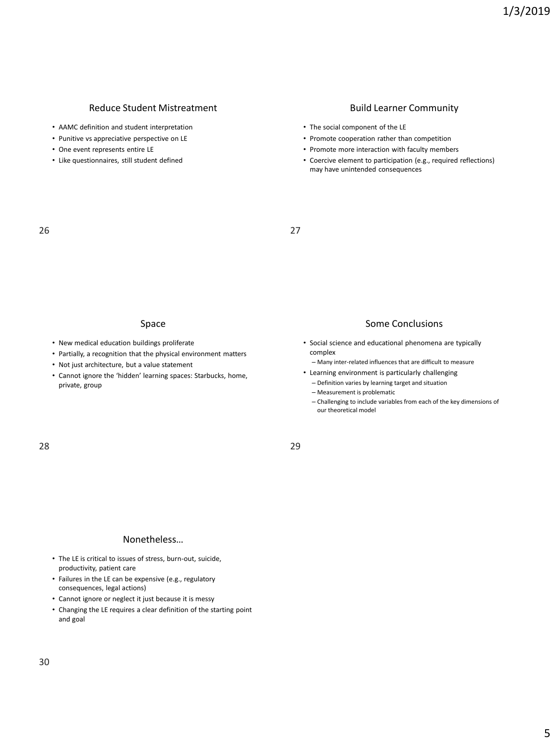## Reduce Student Mistreatment

- AAMC definition and student interpretation
- Punitive vs appreciative perspective on LE
- One event represents entire LE
- Like questionnaires, still student defined

## Build Learner Community

- The social component of the LE
- Promote cooperation rather than competition
- Promote more interaction with faculty members
- Coercive element to participation (e.g., required reflections) may have unintended consequences

## Space

- New medical education buildings proliferate
- Partially, a recognition that the physical environment matters
- Not just architecture, but a value statement
- Cannot ignore the 'hidden' learning spaces: Starbucks, home, private, group

## Some Conclusions

- Social science and educational phenomena are typically complex
  - Many inter-related influences that are difficult to measure
- Learning environment is particularly challenging
  - Definition varies by learning target and situation
  - Measurement is problematic
  - Challenging to include variables from each of the key dimensions of our theoretical model

## Nonetheless…

- The LE is critical to issues of stress, burn-out, suicide, productivity, patient care
- Failures in the LE can be expensive (e.g., regulatory consequences, legal actions)
- Cannot ignore or neglect it just because it is messy
- Changing the LE requires a clear definition of the starting point and goal